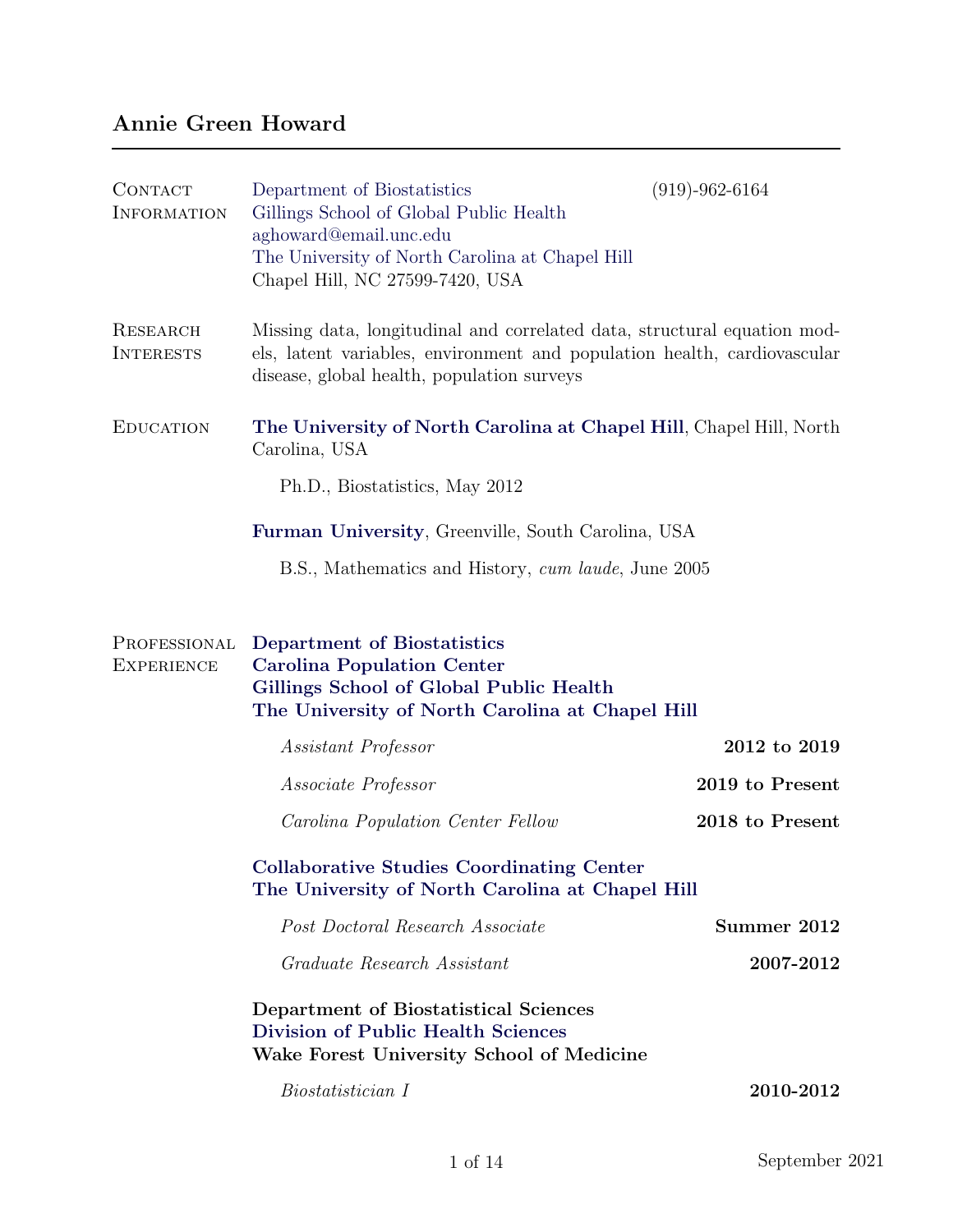# Annie Green Howard

## Contact Information

Department of Biostatistics
Gillings School of Global Public Health
aghoward@email.unc.edu
The University of North Carolina at Chapel Hill
Chapel Hill, NC 27599-7420, USA

(919)-962-6164

## Research Interests

Missing data, longitudinal and correlated data, structural equation models, latent variables, environment and population health, cardiovascular disease, global health, population surveys

## Education

**The University of North Carolina at Chapel Hill**, Chapel Hill, North Carolina, USA

Ph.D., Biostatistics, May 2012

**Furman University**, Greenville, South Carolina, USA

B.S., Mathematics and History, *cum laude*, June 2005

## Professional Experience

**Department of Biostatistics**
**Carolina Population Center**
**Gillings School of Global Public Health**
**The University of North Carolina at Chapel Hill**

*Assistant Professor* — **2012 to 2019**

*Associate Professor* — **2019 to Present**

*Carolina Population Center Fellow* — **2018 to Present**

**Collaborative Studies Coordinating Center**
**The University of North Carolina at Chapel Hill**

*Post Doctoral Research Associate* — **Summer 2012**

*Graduate Research Assistant* — **2007-2012**

**Department of Biostatistical Sciences**
**Division of Public Health Sciences**
**Wake Forest University School of Medicine**

*Biostatistician I* — **2010-2012**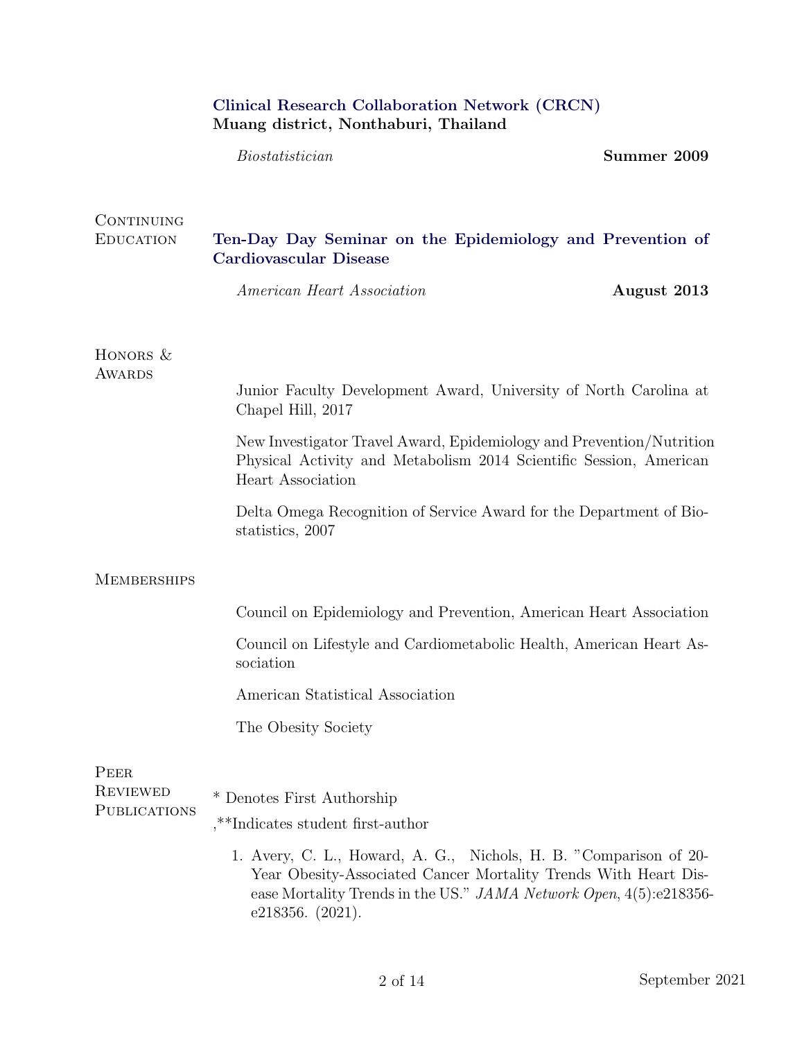**Clinical Research Collaboration Network (CRCN)**
**Muang district, Nonthaburi, Thailand**

*Biostatistician* **Summer 2009**

## Continuing Education

**Ten-Day Day Seminar on the Epidemiology and Prevention of Cardiovascular Disease**

*American Heart Association* **August 2013**

## Honors & Awards

Junior Faculty Development Award, University of North Carolina at Chapel Hill, 2017

New Investigator Travel Award, Epidemiology and Prevention/Nutrition Physical Activity and Metabolism 2014 Scientific Session, American Heart Association

Delta Omega Recognition of Service Award for the Department of Biostatistics, 2007

## Memberships

Council on Epidemiology and Prevention, American Heart Association

Council on Lifestyle and Cardiometabolic Health, American Heart Association

American Statistical Association

The Obesity Society

## Peer Reviewed Publications

* Denotes First Authorship

,**Indicates student first-author

1. Avery, C. L., Howard, A. G., Nichols, H. B. "Comparison of 20-Year Obesity-Associated Cancer Mortality Trends With Heart Disease Mortality Trends in the US." *JAMA Network Open*, 4(5):e218356-e218356. (2021).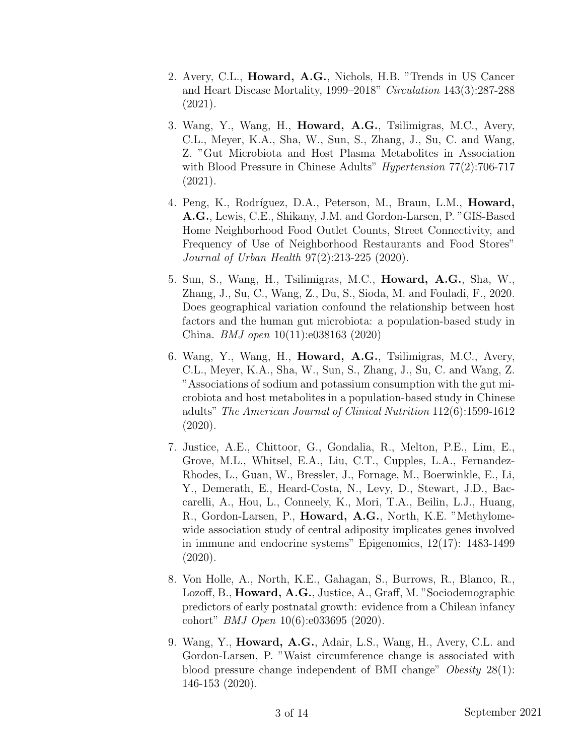2. Avery, C.L., **Howard, A.G.**, Nichols, H.B. "Trends in US Cancer and Heart Disease Mortality, 1999–2018" *Circulation* 143(3):287-288 (2021).

3. Wang, Y., Wang, H., **Howard, A.G.**, Tsilimigras, M.C., Avery, C.L., Meyer, K.A., Sha, W., Sun, S., Zhang, J., Su, C. and Wang, Z. "Gut Microbiota and Host Plasma Metabolites in Association with Blood Pressure in Chinese Adults" *Hypertension* 77(2):706-717 (2021).

4. Peng, K., Rodríguez, D.A., Peterson, M., Braun, L.M., **Howard, A.G.**, Lewis, C.E., Shikany, J.M. and Gordon-Larsen, P. "GIS-Based Home Neighborhood Food Outlet Counts, Street Connectivity, and Frequency of Use of Neighborhood Restaurants and Food Stores" *Journal of Urban Health* 97(2):213-225 (2020).

5. Sun, S., Wang, H., Tsilimigras, M.C., **Howard, A.G.**, Sha, W., Zhang, J., Su, C., Wang, Z., Du, S., Sioda, M. and Fouladi, F., 2020. Does geographical variation confound the relationship between host factors and the human gut microbiota: a population-based study in China. *BMJ open* 10(11):e038163 (2020)

6. Wang, Y., Wang, H., **Howard, A.G.**, Tsilimigras, M.C., Avery, C.L., Meyer, K.A., Sha, W., Sun, S., Zhang, J., Su, C. and Wang, Z. "Associations of sodium and potassium consumption with the gut microbiota and host metabolites in a population-based study in Chinese adults" *The American Journal of Clinical Nutrition* 112(6):1599-1612 (2020).

7. Justice, A.E., Chittoor, G., Gondalia, R., Melton, P.E., Lim, E., Grove, M.L., Whitsel, E.A., Liu, C.T., Cupples, L.A., Fernandez-Rhodes, L., Guan, W., Bressler, J., Fornage, M., Boerwinkle, E., Li, Y., Demerath, E., Heard-Costa, N., Levy, D., Stewart, J.D., Baccarelli, A., Hou, L., Conneely, K., Mori, T.A., Beilin, L.J., Huang, R., Gordon-Larsen, P., **Howard, A.G.**, North, K.E. "Methylome-wide association study of central adiposity implicates genes involved in immune and endocrine systems" Epigenomics, 12(17): 1483-1499 (2020).

8. Von Holle, A., North, K.E., Gahagan, S., Burrows, R., Blanco, R., Lozoff, B., **Howard, A.G.**, Justice, A., Graff, M. "Sociodemographic predictors of early postnatal growth: evidence from a Chilean infancy cohort" *BMJ Open* 10(6):e033695 (2020).

9. Wang, Y., **Howard, A.G.**, Adair, L.S., Wang, H., Avery, C.L. and Gordon-Larsen, P. "Waist circumference change is associated with blood pressure change independent of BMI change" *Obesity* 28(1): 146-153 (2020).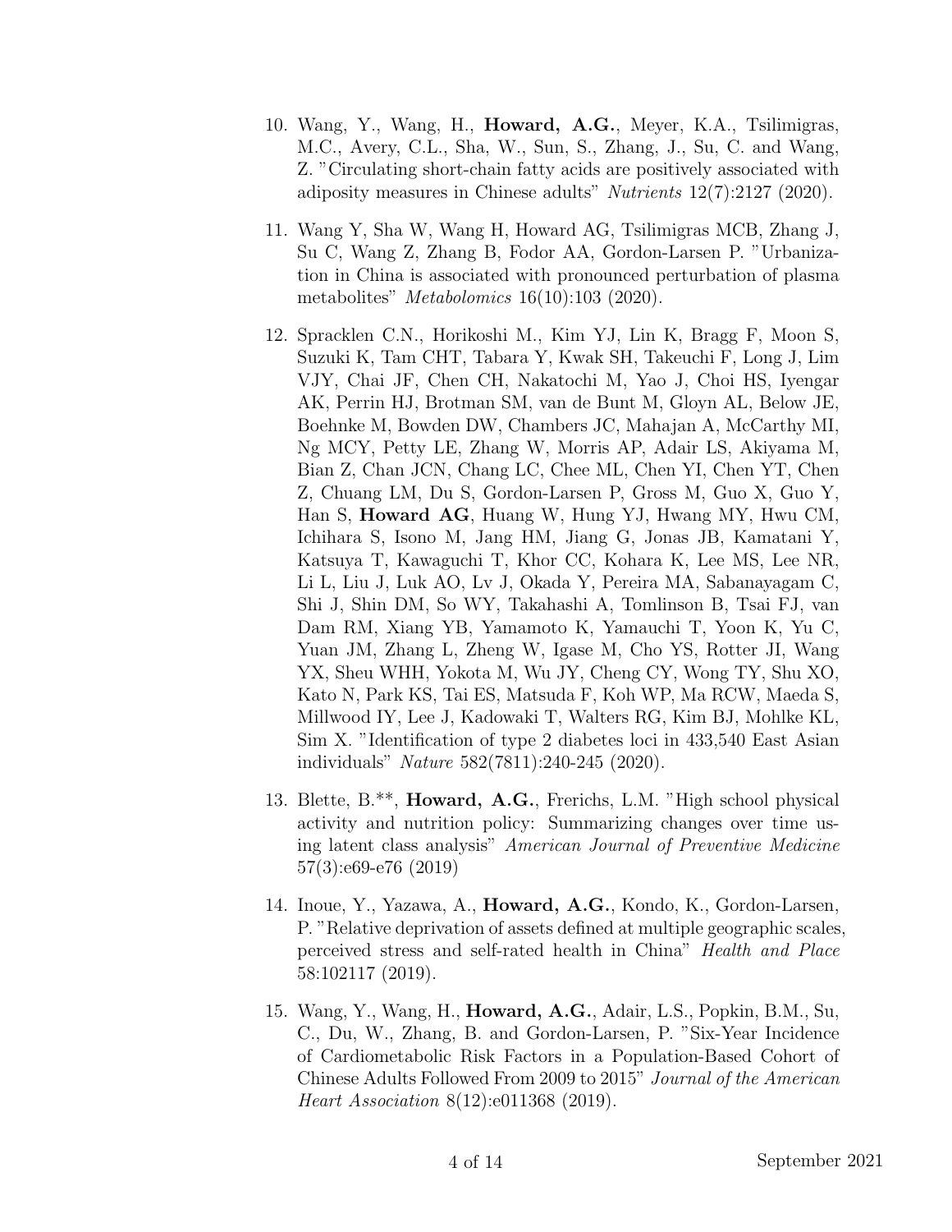10. Wang, Y., Wang, H., **Howard, A.G.**, Meyer, K.A., Tsilimigras, M.C., Avery, C.L., Sha, W., Sun, S., Zhang, J., Su, C. and Wang, Z. "Circulating short-chain fatty acids are positively associated with adiposity measures in Chinese adults" *Nutrients* 12(7):2127 (2020).

11. Wang Y, Sha W, Wang H, Howard AG, Tsilimigras MCB, Zhang J, Su C, Wang Z, Zhang B, Fodor AA, Gordon-Larsen P. "Urbanization in China is associated with pronounced perturbation of plasma metabolites" *Metabolomics* 16(10):103 (2020).

12. Spracklen C.N., Horikoshi M., Kim YJ, Lin K, Bragg F, Moon S, Suzuki K, Tam CHT, Tabara Y, Kwak SH, Takeuchi F, Long J, Lim VJY, Chai JF, Chen CH, Nakatochi M, Yao J, Choi HS, Iyengar AK, Perrin HJ, Brotman SM, van de Bunt M, Gloyn AL, Below JE, Boehnke M, Bowden DW, Chambers JC, Mahajan A, McCarthy MI, Ng MCY, Petty LE, Zhang W, Morris AP, Adair LS, Akiyama M, Bian Z, Chan JCN, Chang LC, Chee ML, Chen YI, Chen YT, Chen Z, Chuang LM, Du S, Gordon-Larsen P, Gross M, Guo X, Guo Y, Han S, **Howard AG**, Huang W, Hung YJ, Hwang MY, Hwu CM, Ichihara S, Isono M, Jang HM, Jiang G, Jonas JB, Kamatani Y, Katsuya T, Kawaguchi T, Khor CC, Kohara K, Lee MS, Lee NR, Li L, Liu J, Luk AO, Lv J, Okada Y, Pereira MA, Sabanayagam C, Shi J, Shin DM, So WY, Takahashi A, Tomlinson B, Tsai FJ, van Dam RM, Xiang YB, Yamamoto K, Yamauchi T, Yoon K, Yu C, Yuan JM, Zhang L, Zheng W, Igase M, Cho YS, Rotter JI, Wang YX, Sheu WHH, Yokota M, Wu JY, Cheng CY, Wong TY, Shu XO, Kato N, Park KS, Tai ES, Matsuda F, Koh WP, Ma RCW, Maeda S, Millwood IY, Lee J, Kadowaki T, Walters RG, Kim BJ, Mohlke KL, Sim X. "Identification of type 2 diabetes loci in 433,540 East Asian individuals" *Nature* 582(7811):240-245 (2020).

13. Blette, B.**, **Howard, A.G.**, Frerichs, L.M. "High school physical activity and nutrition policy: Summarizing changes over time using latent class analysis" *American Journal of Preventive Medicine* 57(3):e69-e76 (2019)

14. Inoue, Y., Yazawa, A., **Howard, A.G.**, Kondo, K., Gordon-Larsen, P. "Relative deprivation of assets defined at multiple geographic scales, perceived stress and self-rated health in China" *Health and Place* 58:102117 (2019).

15. Wang, Y., Wang, H., **Howard, A.G.**, Adair, L.S., Popkin, B.M., Su, C., Du, W., Zhang, B. and Gordon-Larsen, P. "Six-Year Incidence of Cardiometabolic Risk Factors in a Population-Based Cohort of Chinese Adults Followed From 2009 to 2015" *Journal of the American Heart Association* 8(12):e011368 (2019).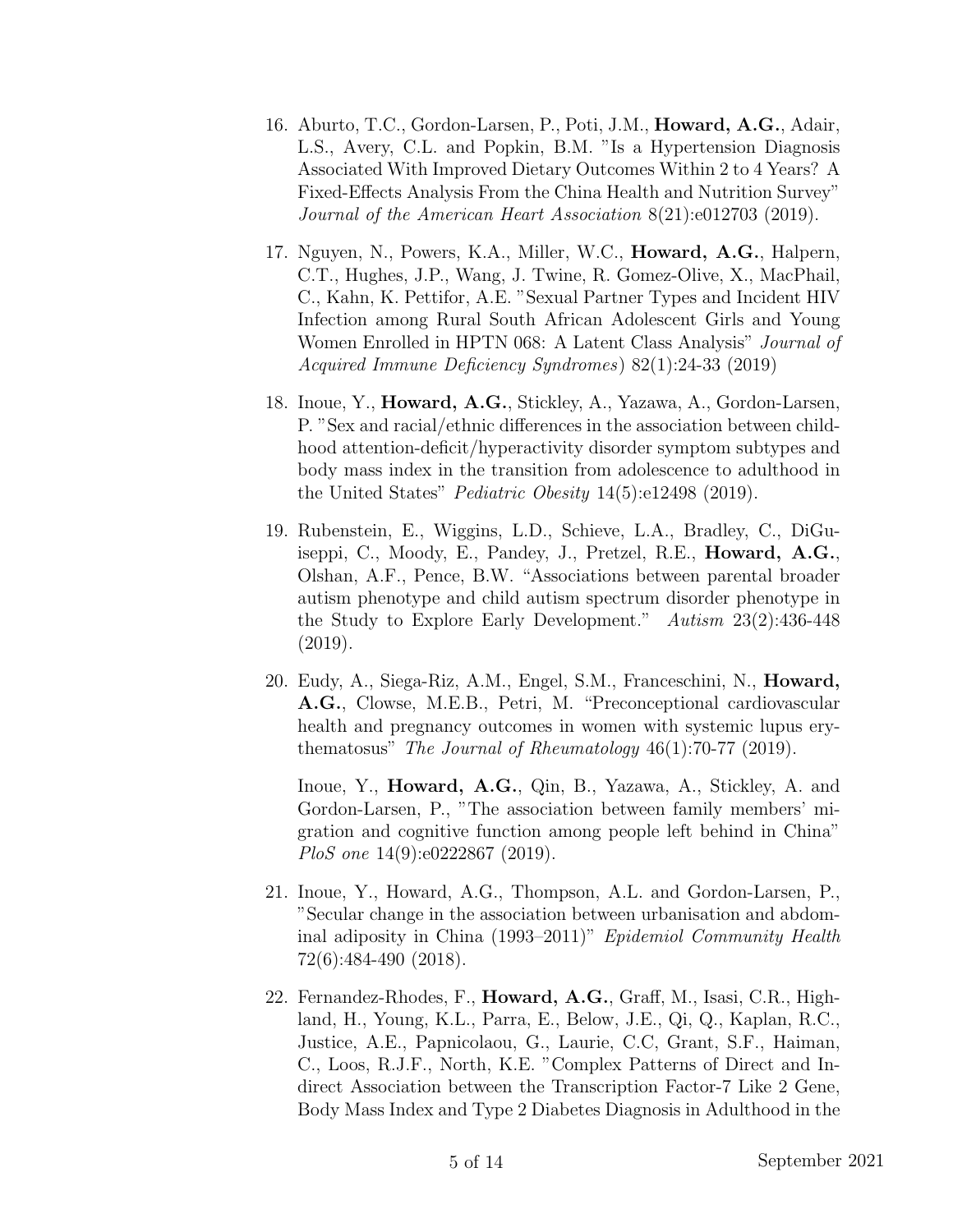16. Aburto, T.C., Gordon-Larsen, P., Poti, J.M., **Howard, A.G.**, Adair, L.S., Avery, C.L. and Popkin, B.M. "Is a Hypertension Diagnosis Associated With Improved Dietary Outcomes Within 2 to 4 Years? A Fixed-Effects Analysis From the China Health and Nutrition Survey" *Journal of the American Heart Association* 8(21):e012703 (2019).

17. Nguyen, N., Powers, K.A., Miller, W.C., **Howard, A.G.**, Halpern, C.T., Hughes, J.P., Wang, J. Twine, R. Gomez-Olive, X., MacPhail, C., Kahn, K. Pettifor, A.E. "Sexual Partner Types and Incident HIV Infection among Rural South African Adolescent Girls and Young Women Enrolled in HPTN 068: A Latent Class Analysis" *Journal of Acquired Immune Deficiency Syndromes*) 82(1):24-33 (2019)

18. Inoue, Y., **Howard, A.G.**, Stickley, A., Yazawa, A., Gordon-Larsen, P. "Sex and racial/ethnic differences in the association between childhood attention-deficit/hyperactivity disorder symptom subtypes and body mass index in the transition from adolescence to adulthood in the United States" *Pediatric Obesity* 14(5):e12498 (2019).

19. Rubenstein, E., Wiggins, L.D., Schieve, L.A., Bradley, C., DiGuiseppi, C., Moody, E., Pandey, J., Pretzel, R.E., **Howard, A.G.**, Olshan, A.F., Pence, B.W. "Associations between parental broader autism phenotype and child autism spectrum disorder phenotype in the Study to Explore Early Development." *Autism* 23(2):436-448 (2019).

20. Eudy, A., Siega-Riz, A.M., Engel, S.M., Franceschini, N., **Howard, A.G.**, Clowse, M.E.B., Petri, M. "Preconceptional cardiovascular health and pregnancy outcomes in women with systemic lupus erythematosus" *The Journal of Rheumatology* 46(1):70-77 (2019).

    Inoue, Y., **Howard, A.G.**, Qin, B., Yazawa, A., Stickley, A. and Gordon-Larsen, P., "The association between family members' migration and cognitive function among people left behind in China" *PloS one* 14(9):e0222867 (2019).

21. Inoue, Y., Howard, A.G., Thompson, A.L. and Gordon-Larsen, P., "Secular change in the association between urbanisation and abdominal adiposity in China (1993–2011)" *Epidemiol Community Health* 72(6):484-490 (2018).

22. Fernandez-Rhodes, F., **Howard, A.G.**, Graff, M., Isasi, C.R., Highland, H., Young, K.L., Parra, E., Below, J.E., Qi, Q., Kaplan, R.C., Justice, A.E., Papnicolaou, G., Laurie, C.C, Grant, S.F., Haiman, C., Loos, R.J.F., North, K.E. "Complex Patterns of Direct and Indirect Association between the Transcription Factor-7 Like 2 Gene, Body Mass Index and Type 2 Diabetes Diagnosis in Adulthood in the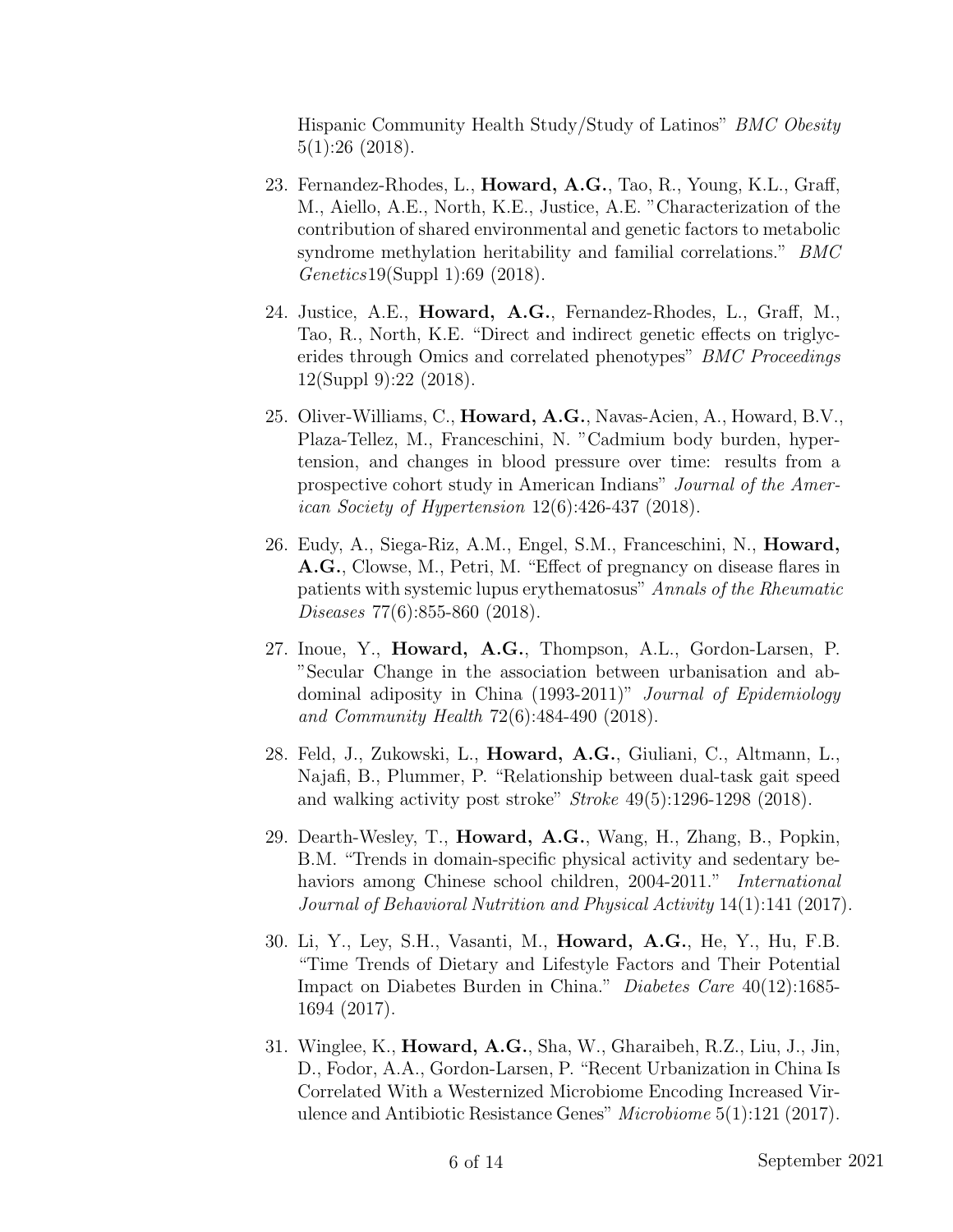Hispanic Community Health Study/Study of Latinos" *BMC Obesity* 5(1):26 (2018).

23. Fernandez-Rhodes, L., **Howard, A.G.**, Tao, R., Young, K.L., Graff, M., Aiello, A.E., North, K.E., Justice, A.E. "Characterization of the contribution of shared environmental and genetic factors to metabolic syndrome methylation heritability and familial correlations." *BMC Genetics*19(Suppl 1):69 (2018).

24. Justice, A.E., **Howard, A.G.**, Fernandez-Rhodes, L., Graff, M., Tao, R., North, K.E. "Direct and indirect genetic effects on triglycerides through Omics and correlated phenotypes" *BMC Proceedings* 12(Suppl 9):22 (2018).

25. Oliver-Williams, C., **Howard, A.G.**, Navas-Acien, A., Howard, B.V., Plaza-Tellez, M., Franceschini, N. "Cadmium body burden, hypertension, and changes in blood pressure over time: results from a prospective cohort study in American Indians" *Journal of the American Society of Hypertension* 12(6):426-437 (2018).

26. Eudy, A., Siega-Riz, A.M., Engel, S.M., Franceschini, N., **Howard, A.G.**, Clowse, M., Petri, M. "Effect of pregnancy on disease flares in patients with systemic lupus erythematosus" *Annals of the Rheumatic Diseases* 77(6):855-860 (2018).

27. Inoue, Y., **Howard, A.G.**, Thompson, A.L., Gordon-Larsen, P. "Secular Change in the association between urbanisation and abdominal adiposity in China (1993-2011)" *Journal of Epidemiology and Community Health* 72(6):484-490 (2018).

28. Feld, J., Zukowski, L., **Howard, A.G.**, Giuliani, C., Altmann, L., Najafi, B., Plummer, P. "Relationship between dual-task gait speed and walking activity post stroke" *Stroke* 49(5):1296-1298 (2018).

29. Dearth-Wesley, T., **Howard, A.G.**, Wang, H., Zhang, B., Popkin, B.M. "Trends in domain-specific physical activity and sedentary behaviors among Chinese school children, 2004-2011." *International Journal of Behavioral Nutrition and Physical Activity* 14(1):141 (2017).

30. Li, Y., Ley, S.H., Vasanti, M., **Howard, A.G.**, He, Y., Hu, F.B. "Time Trends of Dietary and Lifestyle Factors and Their Potential Impact on Diabetes Burden in China." *Diabetes Care* 40(12):1685-1694 (2017).

31. Winglee, K., **Howard, A.G.**, Sha, W., Gharaibeh, R.Z., Liu, J., Jin, D., Fodor, A.A., Gordon-Larsen, P. "Recent Urbanization in China Is Correlated With a Westernized Microbiome Encoding Increased Virulence and Antibiotic Resistance Genes" *Microbiome* 5(1):121 (2017).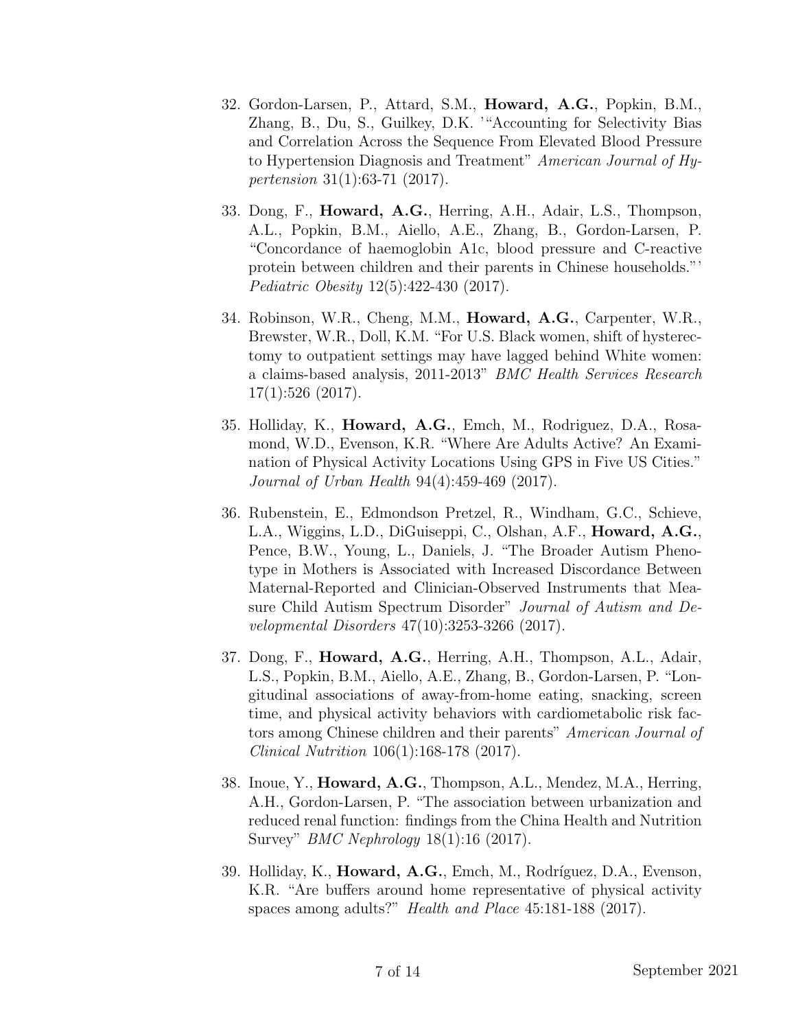32. Gordon-Larsen, P., Attard, S.M., **Howard, A.G.**, Popkin, B.M., Zhang, B., Du, S., Guilkey, D.K. '"Accounting for Selectivity Bias and Correlation Across the Sequence From Elevated Blood Pressure to Hypertension Diagnosis and Treatment" *American Journal of Hypertension* 31(1):63-71 (2017).

33. Dong, F., **Howard, A.G.**, Herring, A.H., Adair, L.S., Thompson, A.L., Popkin, B.M., Aiello, A.E., Zhang, B., Gordon-Larsen, P. "Concordance of haemoglobin A1c, blood pressure and C-reactive protein between children and their parents in Chinese households."' *Pediatric Obesity* 12(5):422-430 (2017).

34. Robinson, W.R., Cheng, M.M., **Howard, A.G.**, Carpenter, W.R., Brewster, W.R., Doll, K.M. "For U.S. Black women, shift of hysterectomy to outpatient settings may have lagged behind White women: a claims-based analysis, 2011-2013" *BMC Health Services Research* 17(1):526 (2017).

35. Holliday, K., **Howard, A.G.**, Emch, M., Rodriguez, D.A., Rosamond, W.D., Evenson, K.R. "Where Are Adults Active? An Examination of Physical Activity Locations Using GPS in Five US Cities." *Journal of Urban Health* 94(4):459-469 (2017).

36. Rubenstein, E., Edmondson Pretzel, R., Windham, G.C., Schieve, L.A., Wiggins, L.D., DiGuiseppi, C., Olshan, A.F., **Howard, A.G.**, Pence, B.W., Young, L., Daniels, J. "The Broader Autism Phenotype in Mothers is Associated with Increased Discordance Between Maternal-Reported and Clinician-Observed Instruments that Measure Child Autism Spectrum Disorder" *Journal of Autism and Developmental Disorders* 47(10):3253-3266 (2017).

37. Dong, F., **Howard, A.G.**, Herring, A.H., Thompson, A.L., Adair, L.S., Popkin, B.M., Aiello, A.E., Zhang, B., Gordon-Larsen, P. "Longitudinal associations of away-from-home eating, snacking, screen time, and physical activity behaviors with cardiometabolic risk factors among Chinese children and their parents" *American Journal of Clinical Nutrition* 106(1):168-178 (2017).

38. Inoue, Y., **Howard, A.G.**, Thompson, A.L., Mendez, M.A., Herring, A.H., Gordon-Larsen, P. "The association between urbanization and reduced renal function: findings from the China Health and Nutrition Survey" *BMC Nephrology* 18(1):16 (2017).

39. Holliday, K., **Howard, A.G.**, Emch, M., Rodríguez, D.A., Evenson, K.R. "Are buffers around home representative of physical activity spaces among adults?" *Health and Place* 45:181-188 (2017).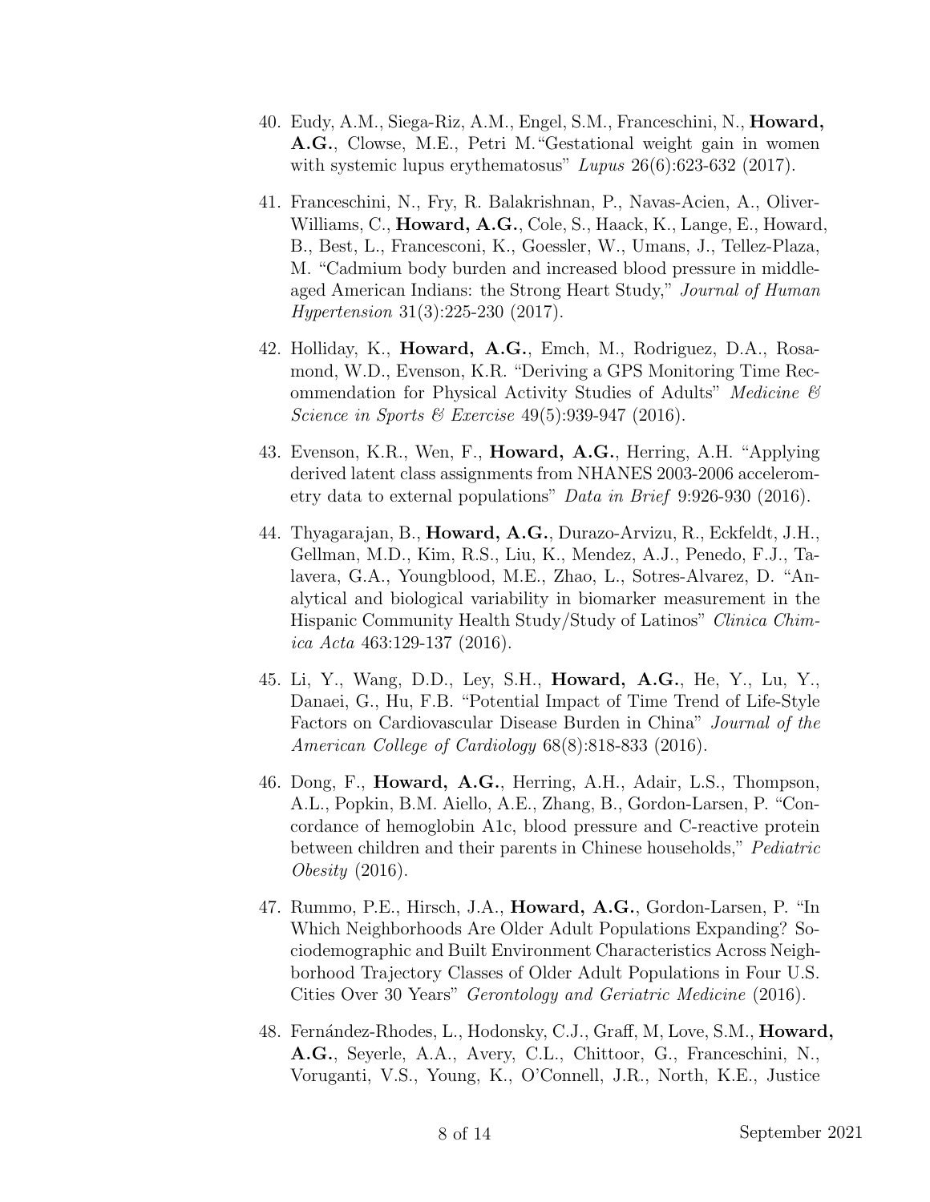40. Eudy, A.M., Siega-Riz, A.M., Engel, S.M., Franceschini, N., **Howard, A.G.**, Clowse, M.E., Petri M."Gestational weight gain in women with systemic lupus erythematosus" *Lupus* 26(6):623-632 (2017).

41. Franceschini, N., Fry, R. Balakrishnan, P., Navas-Acien, A., Oliver-Williams, C., **Howard, A.G.**, Cole, S., Haack, K., Lange, E., Howard, B., Best, L., Francesconi, K., Goessler, W., Umans, J., Tellez-Plaza, M. "Cadmium body burden and increased blood pressure in middle-aged American Indians: the Strong Heart Study," *Journal of Human Hypertension* 31(3):225-230 (2017).

42. Holliday, K., **Howard, A.G.**, Emch, M., Rodriguez, D.A., Rosamond, W.D., Evenson, K.R. "Deriving a GPS Monitoring Time Recommendation for Physical Activity Studies of Adults" *Medicine & Science in Sports & Exercise* 49(5):939-947 (2016).

43. Evenson, K.R., Wen, F., **Howard, A.G.**, Herring, A.H. "Applying derived latent class assignments from NHANES 2003-2006 accelerometry data to external populations" *Data in Brief* 9:926-930 (2016).

44. Thyagarajan, B., **Howard, A.G.**, Durazo-Arvizu, R., Eckfeldt, J.H., Gellman, M.D., Kim, R.S., Liu, K., Mendez, A.J., Penedo, F.J., Talavera, G.A., Youngblood, M.E., Zhao, L., Sotres-Alvarez, D. "Analytical and biological variability in biomarker measurement in the Hispanic Community Health Study/Study of Latinos" *Clinica Chimica Acta* 463:129-137 (2016).

45. Li, Y., Wang, D.D., Ley, S.H., **Howard, A.G.**, He, Y., Lu, Y., Danaei, G., Hu, F.B. "Potential Impact of Time Trend of Life-Style Factors on Cardiovascular Disease Burden in China" *Journal of the American College of Cardiology* 68(8):818-833 (2016).

46. Dong, F., **Howard, A.G.**, Herring, A.H., Adair, L.S., Thompson, A.L., Popkin, B.M. Aiello, A.E., Zhang, B., Gordon-Larsen, P. "Concordance of hemoglobin A1c, blood pressure and C-reactive protein between children and their parents in Chinese households," *Pediatric Obesity* (2016).

47. Rummo, P.E., Hirsch, J.A., **Howard, A.G.**, Gordon-Larsen, P. "In Which Neighborhoods Are Older Adult Populations Expanding? Sociodemographic and Built Environment Characteristics Across Neighborhood Trajectory Classes of Older Adult Populations in Four U.S. Cities Over 30 Years" *Gerontology and Geriatric Medicine* (2016).

48. Fernández-Rhodes, L., Hodonsky, C.J., Graff, M, Love, S.M., **Howard, A.G.**, Seyerle, A.A., Avery, C.L., Chittoor, G., Franceschini, N., Voruganti, V.S., Young, K., O'Connell, J.R., North, K.E., Justice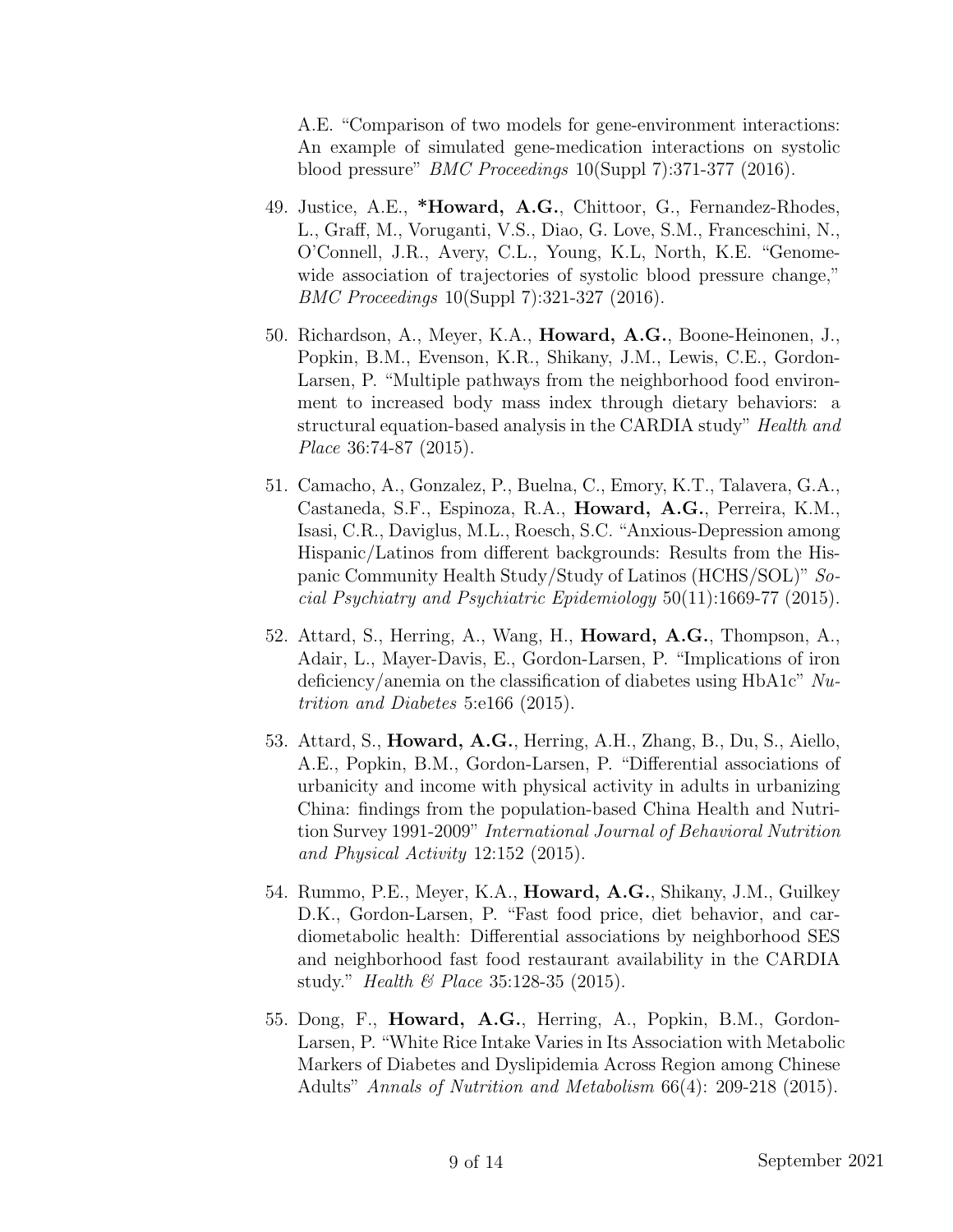A.E. "Comparison of two models for gene-environment interactions: An example of simulated gene-medication interactions on systolic blood pressure" *BMC Proceedings* 10(Suppl 7):371-377 (2016).

49. Justice, A.E., ***Howard, A.G.**, Chittoor, G., Fernandez-Rhodes, L., Graff, M., Voruganti, V.S., Diao, G. Love, S.M., Franceschini, N., O'Connell, J.R., Avery, C.L., Young, K.L, North, K.E. "Genome-wide association of trajectories of systolic blood pressure change," *BMC Proceedings* 10(Suppl 7):321-327 (2016).

50. Richardson, A., Meyer, K.A., **Howard, A.G.**, Boone-Heinonen, J., Popkin, B.M., Evenson, K.R., Shikany, J.M., Lewis, C.E., Gordon-Larsen, P. "Multiple pathways from the neighborhood food environment to increased body mass index through dietary behaviors: a structural equation-based analysis in the CARDIA study" *Health and Place* 36:74-87 (2015).

51. Camacho, A., Gonzalez, P., Buelna, C., Emory, K.T., Talavera, G.A., Castaneda, S.F., Espinoza, R.A., **Howard, A.G.**, Perreira, K.M., Isasi, C.R., Daviglus, M.L., Roesch, S.C. "Anxious-Depression among Hispanic/Latinos from different backgrounds: Results from the Hispanic Community Health Study/Study of Latinos (HCHS/SOL)" *Social Psychiatry and Psychiatric Epidemiology* 50(11):1669-77 (2015).

52. Attard, S., Herring, A., Wang, H., **Howard, A.G.**, Thompson, A., Adair, L., Mayer-Davis, E., Gordon-Larsen, P. "Implications of iron deficiency/anemia on the classification of diabetes using HbA1c" *Nutrition and Diabetes* 5:e166 (2015).

53. Attard, S., **Howard, A.G.**, Herring, A.H., Zhang, B., Du, S., Aiello, A.E., Popkin, B.M., Gordon-Larsen, P. "Differential associations of urbanicity and income with physical activity in adults in urbanizing China: findings from the population-based China Health and Nutrition Survey 1991-2009" *International Journal of Behavioral Nutrition and Physical Activity* 12:152 (2015).

54. Rummo, P.E., Meyer, K.A., **Howard, A.G.**, Shikany, J.M., Guilkey D.K., Gordon-Larsen, P. "Fast food price, diet behavior, and cardiometabolic health: Differential associations by neighborhood SES and neighborhood fast food restaurant availability in the CARDIA study." *Health & Place* 35:128-35 (2015).

55. Dong, F., **Howard, A.G.**, Herring, A., Popkin, B.M., Gordon-Larsen, P. "White Rice Intake Varies in Its Association with Metabolic Markers of Diabetes and Dyslipidemia Across Region among Chinese Adults" *Annals of Nutrition and Metabolism* 66(4): 209-218 (2015).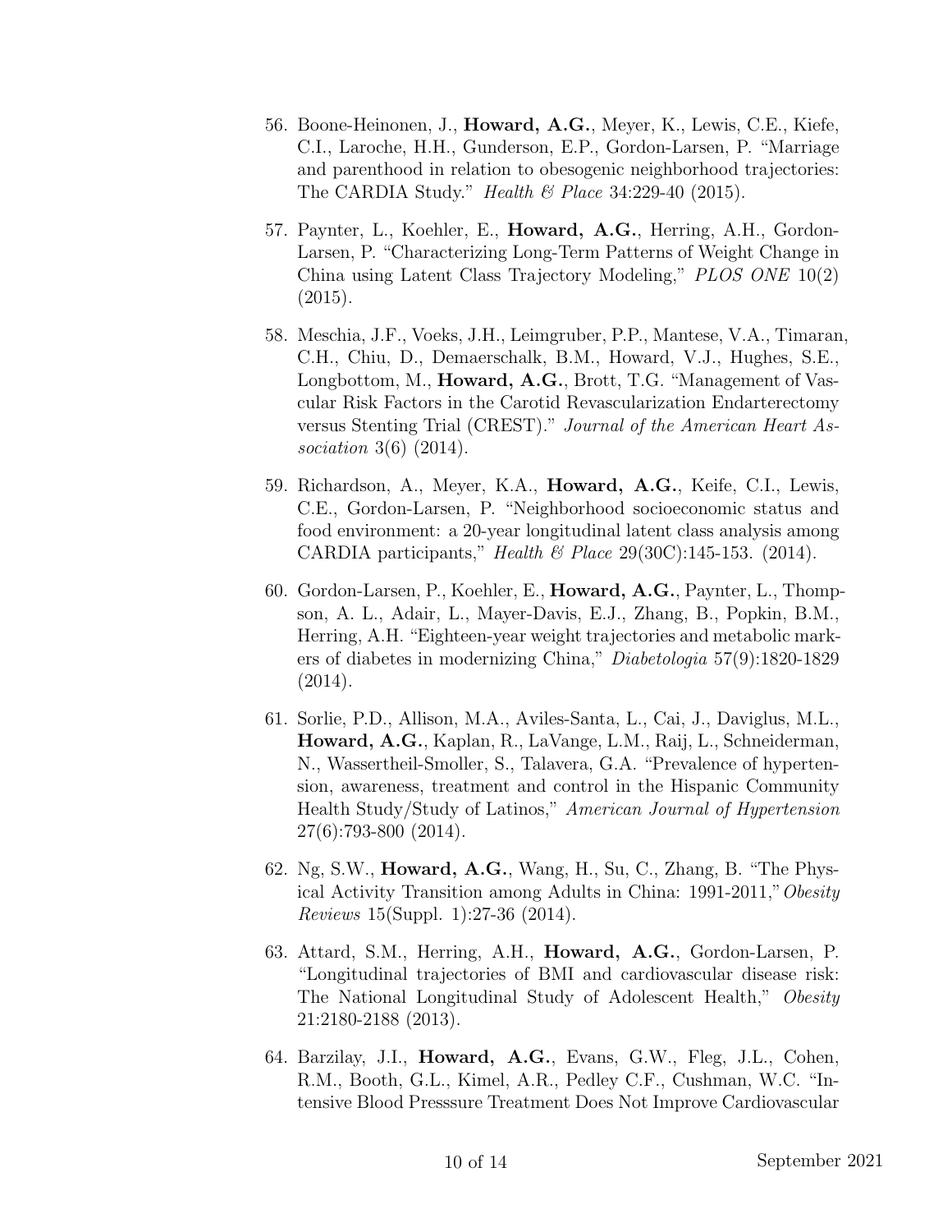56. Boone-Heinonen, J., **Howard, A.G.**, Meyer, K., Lewis, C.E., Kiefe, C.I., Laroche, H.H., Gunderson, E.P., Gordon-Larsen, P. "Marriage and parenthood in relation to obesogenic neighborhood trajectories: The CARDIA Study." *Health & Place* 34:229-40 (2015).

57. Paynter, L., Koehler, E., **Howard, A.G.**, Herring, A.H., Gordon-Larsen, P. "Characterizing Long-Term Patterns of Weight Change in China using Latent Class Trajectory Modeling," *PLOS ONE* 10(2) (2015).

58. Meschia, J.F., Voeks, J.H., Leimgruber, P.P., Mantese, V.A., Timaran, C.H., Chiu, D., Demaerschalk, B.M., Howard, V.J., Hughes, S.E., Longbottom, M., **Howard, A.G.**, Brott, T.G. "Management of Vascular Risk Factors in the Carotid Revascularization Endarterectomy versus Stenting Trial (CREST)." *Journal of the American Heart Association* 3(6) (2014).

59. Richardson, A., Meyer, K.A., **Howard, A.G.**, Keife, C.I., Lewis, C.E., Gordon-Larsen, P. "Neighborhood socioeconomic status and food environment: a 20-year longitudinal latent class analysis among CARDIA participants," *Health & Place* 29(30C):145-153. (2014).

60. Gordon-Larsen, P., Koehler, E., **Howard, A.G.**, Paynter, L., Thompson, A. L., Adair, L., Mayer-Davis, E.J., Zhang, B., Popkin, B.M., Herring, A.H. "Eighteen-year weight trajectories and metabolic markers of diabetes in modernizing China," *Diabetologia* 57(9):1820-1829 (2014).

61. Sorlie, P.D., Allison, M.A., Aviles-Santa, L., Cai, J., Daviglus, M.L., **Howard, A.G.**, Kaplan, R., LaVange, L.M., Raij, L., Schneiderman, N., Wassertheil-Smoller, S., Talavera, G.A. "Prevalence of hypertension, awareness, treatment and control in the Hispanic Community Health Study/Study of Latinos," *American Journal of Hypertension* 27(6):793-800 (2014).

62. Ng, S.W., **Howard, A.G.**, Wang, H., Su, C., Zhang, B. "The Physical Activity Transition among Adults in China: 1991-2011," *Obesity Reviews* 15(Suppl. 1):27-36 (2014).

63. Attard, S.M., Herring, A.H., **Howard, A.G.**, Gordon-Larsen, P. "Longitudinal trajectories of BMI and cardiovascular disease risk: The National Longitudinal Study of Adolescent Health," *Obesity* 21:2180-2188 (2013).

64. Barzilay, J.I., **Howard, A.G.**, Evans, G.W., Fleg, J.L., Cohen, R.M., Booth, G.L., Kimel, A.R., Pedley C.F., Cushman, W.C. "Intensive Blood Presssure Treatment Does Not Improve Cardiovascular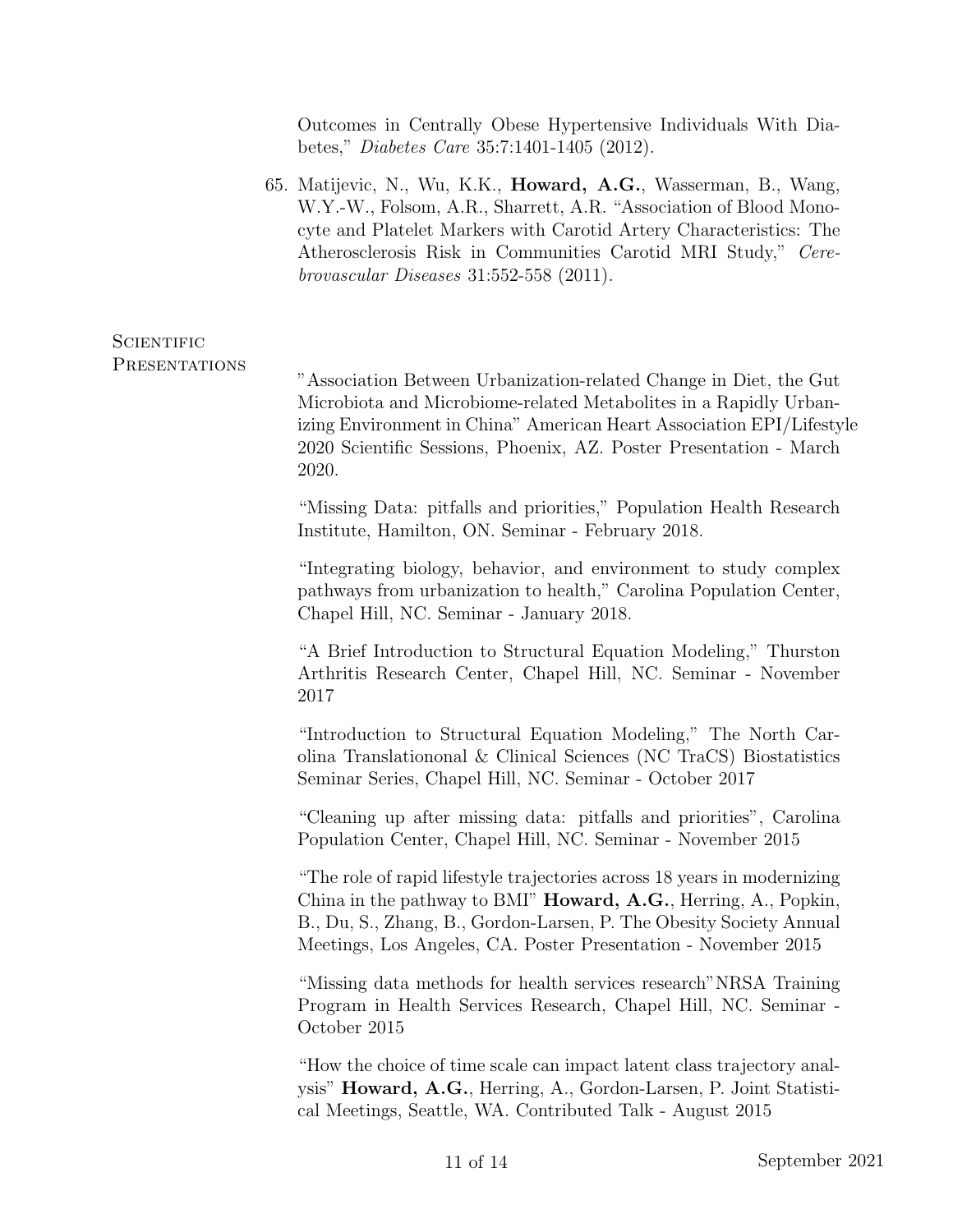Outcomes in Centrally Obese Hypertensive Individuals With Diabetes," *Diabetes Care* 35:7:1401-1405 (2012).

65. Matijevic, N., Wu, K.K., **Howard, A.G.**, Wasserman, B., Wang, W.Y.-W., Folsom, A.R., Sharrett, A.R. "Association of Blood Monocyte and Platelet Markers with Carotid Artery Characteristics: The Atherosclerosis Risk in Communities Carotid MRI Study," *Cerebrovascular Diseases* 31:552-558 (2011).

## Scientific Presentations

"Association Between Urbanization-related Change in Diet, the Gut Microbiota and Microbiome-related Metabolites in a Rapidly Urbanizing Environment in China" American Heart Association EPI/Lifestyle 2020 Scientific Sessions, Phoenix, AZ. Poster Presentation - March 2020.

"Missing Data: pitfalls and priorities," Population Health Research Institute, Hamilton, ON. Seminar - February 2018.

"Integrating biology, behavior, and environment to study complex pathways from urbanization to health," Carolina Population Center, Chapel Hill, NC. Seminar - January 2018.

"A Brief Introduction to Structural Equation Modeling," Thurston Arthritis Research Center, Chapel Hill, NC. Seminar - November 2017

"Introduction to Structural Equation Modeling," The North Carolina Translationonal & Clinical Sciences (NC TraCS) Biostatistics Seminar Series, Chapel Hill, NC. Seminar - October 2017

"Cleaning up after missing data: pitfalls and priorities", Carolina Population Center, Chapel Hill, NC. Seminar - November 2015

"The role of rapid lifestyle trajectories across 18 years in modernizing China in the pathway to BMI" **Howard, A.G.**, Herring, A., Popkin, B., Du, S., Zhang, B., Gordon-Larsen, P. The Obesity Society Annual Meetings, Los Angeles, CA. Poster Presentation - November 2015

"Missing data methods for health services research"NRSA Training Program in Health Services Research, Chapel Hill, NC. Seminar - October 2015

"How the choice of time scale can impact latent class trajectory analysis" **Howard, A.G.**, Herring, A., Gordon-Larsen, P. Joint Statistical Meetings, Seattle, WA. Contributed Talk - August 2015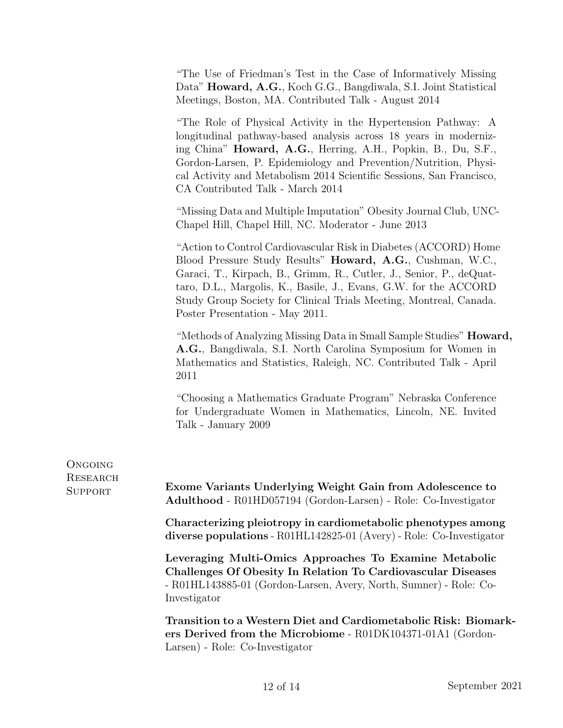"The Use of Friedman's Test in the Case of Informatively Missing Data" **Howard, A.G.**, Koch G.G., Bangdiwala, S.I. Joint Statistical Meetings, Boston, MA. Contributed Talk - August 2014

"The Role of Physical Activity in the Hypertension Pathway: A longitudinal pathway-based analysis across 18 years in modernizing China" **Howard, A.G.**, Herring, A.H., Popkin, B., Du, S.F., Gordon-Larsen, P. Epidemiology and Prevention/Nutrition, Physical Activity and Metabolism 2014 Scientific Sessions, San Francisco, CA Contributed Talk - March 2014

"Missing Data and Multiple Imputation" Obesity Journal Club, UNC-Chapel Hill, Chapel Hill, NC. Moderator - June 2013

"Action to Control Cardiovascular Risk in Diabetes (ACCORD) Home Blood Pressure Study Results" **Howard, A.G.**, Cushman, W.C., Garaci, T., Kirpach, B., Grimm, R., Cutler, J., Senior, P., deQuattaro, D.L., Margolis, K., Basile, J., Evans, G.W. for the ACCORD Study Group Society for Clinical Trials Meeting, Montreal, Canada. Poster Presentation - May 2011.

"Methods of Analyzing Missing Data in Small Sample Studies" **Howard, A.G.**, Bangdiwala, S.I. North Carolina Symposium for Women in Mathematics and Statistics, Raleigh, NC. Contributed Talk - April 2011

"Choosing a Mathematics Graduate Program" Nebraska Conference for Undergraduate Women in Mathematics, Lincoln, NE. Invited Talk - January 2009

## Ongoing Research Support

**Exome Variants Underlying Weight Gain from Adolescence to Adulthood** - R01HD057194 (Gordon-Larsen) - Role: Co-Investigator

**Characterizing pleiotropy in cardiometabolic phenotypes among diverse populations** - R01HL142825-01 (Avery) - Role: Co-Investigator

**Leveraging Multi-Omics Approaches To Examine Metabolic Challenges Of Obesity In Relation To Cardiovascular Diseases** - R01HL143885-01 (Gordon-Larsen, Avery, North, Sumner) - Role: Co-Investigator

**Transition to a Western Diet and Cardiometabolic Risk: Biomarkers Derived from the Microbiome** - R01DK104371-01A1 (Gordon-Larsen) - Role: Co-Investigator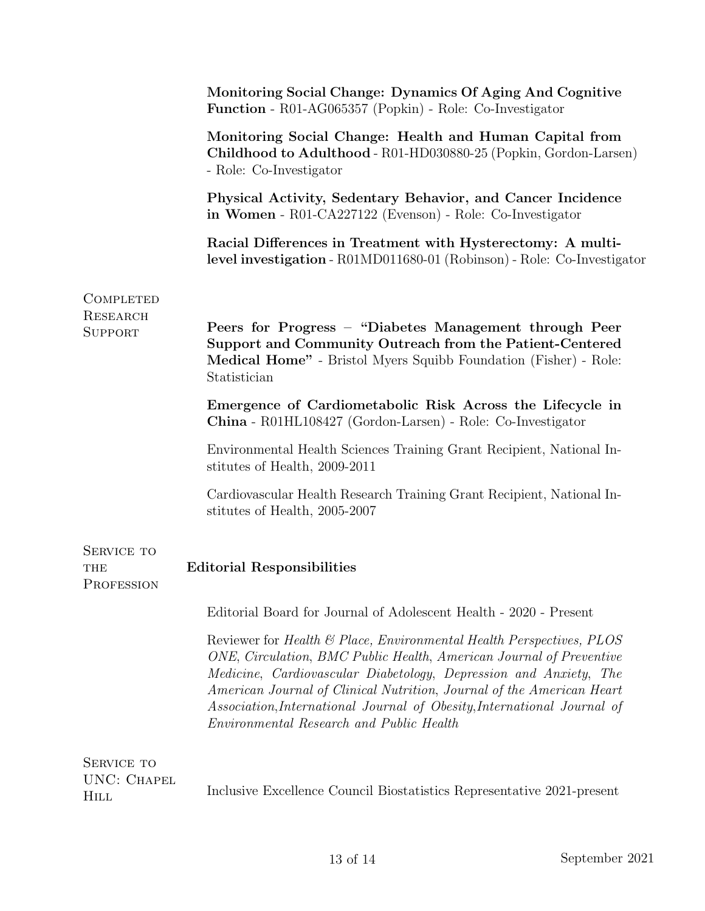**Monitoring Social Change: Dynamics Of Aging And Cognitive Function** - R01-AG065357 (Popkin) - Role: Co-Investigator

**Monitoring Social Change: Health and Human Capital from Childhood to Adulthood** - R01-HD030880-25 (Popkin, Gordon-Larsen) - Role: Co-Investigator

**Physical Activity, Sedentary Behavior, and Cancer Incidence in Women** - R01-CA227122 (Evenson) - Role: Co-Investigator

**Racial Differences in Treatment with Hysterectomy: A multi-level investigation** - R01MD011680-01 (Robinson) - Role: Co-Investigator

## Completed Research Support

**Peers for Progress – "Diabetes Management through Peer Support and Community Outreach from the Patient-Centered Medical Home"** - Bristol Myers Squibb Foundation (Fisher) - Role: Statistician

**Emergence of Cardiometabolic Risk Across the Lifecycle in China** - R01HL108427 (Gordon-Larsen) - Role: Co-Investigator

Environmental Health Sciences Training Grant Recipient, National Institutes of Health, 2009-2011

Cardiovascular Health Research Training Grant Recipient, National Institutes of Health, 2005-2007

## Service to the Profession

### Editorial Responsibilities

Editorial Board for Journal of Adolescent Health - 2020 - Present

Reviewer for *Health & Place, Environmental Health Perspectives, PLOS ONE*, *Circulation*, *BMC Public Health*, *American Journal of Preventive Medicine*, *Cardiovascular Diabetology*, *Depression and Anxiety*, *The American Journal of Clinical Nutrition*, *Journal of the American Heart Association*,*International Journal of Obesity*,*International Journal of Environmental Research and Public Health*

## Service to UNC: Chapel Hill

Inclusive Excellence Council Biostatistics Representative 2021-present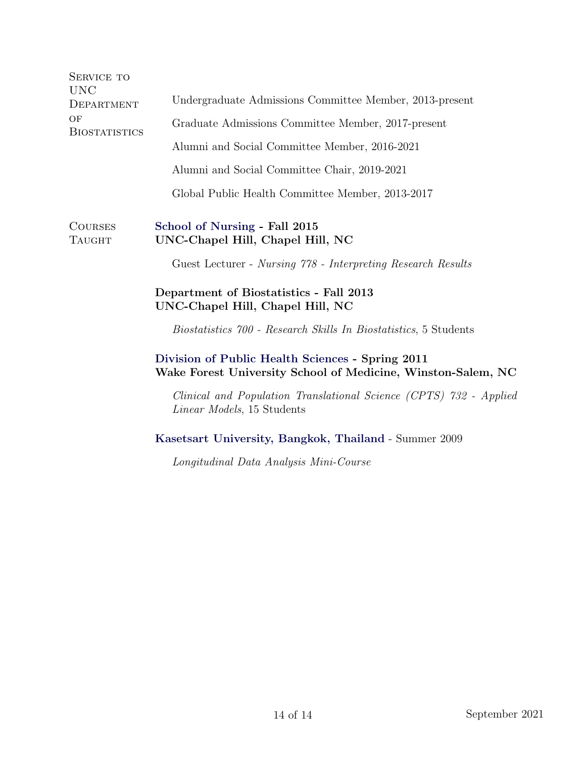## Service to UNC Department of Biostatistics

Undergraduate Admissions Committee Member, 2013-present

Graduate Admissions Committee Member, 2017-present

Alumni and Social Committee Member, 2016-2021

Alumni and Social Committee Chair, 2019-2021

Global Public Health Committee Member, 2013-2017

## Courses Taught

**School of Nursing - Fall 2015**
**UNC-Chapel Hill, Chapel Hill, NC**

Guest Lecturer - *Nursing 778 - Interpreting Research Results*

**Department of Biostatistics - Fall 2013**
**UNC-Chapel Hill, Chapel Hill, NC**

*Biostatistics 700 - Research Skills In Biostatistics*, 5 Students

**Division of Public Health Sciences - Spring 2011**
**Wake Forest University School of Medicine, Winston-Salem, NC**

*Clinical and Population Translational Science (CPTS) 732 - Applied Linear Models*, 15 Students

**Kasetsart University, Bangkok, Thailand** - Summer 2009

*Longitudinal Data Analysis Mini-Course*